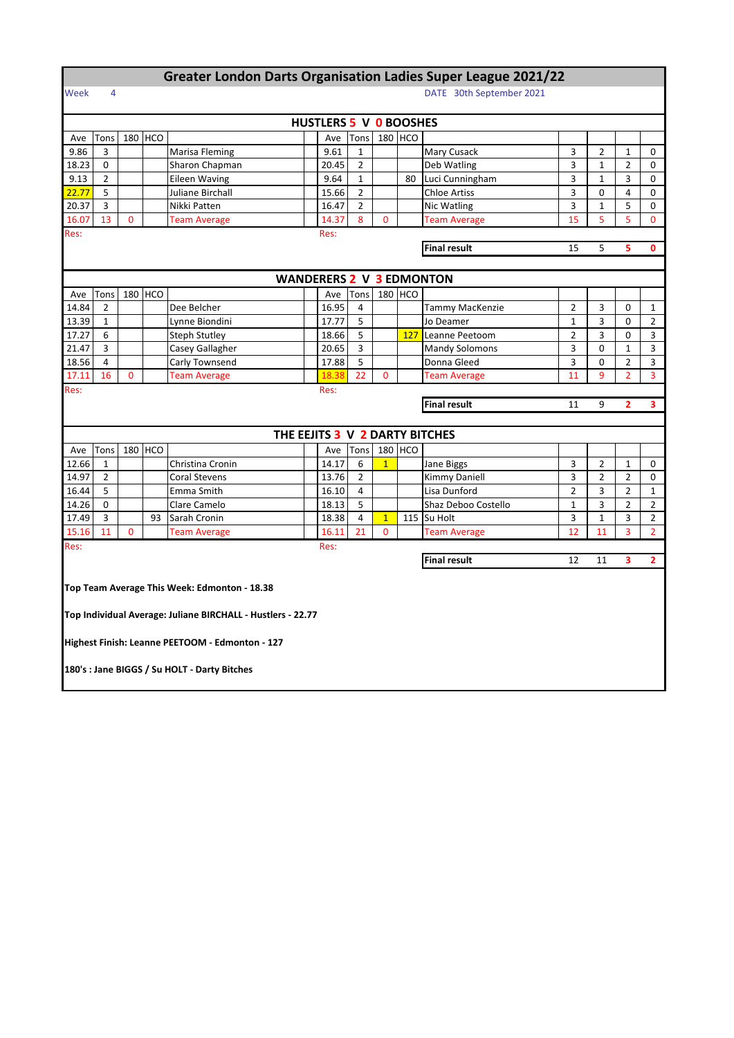# Greater London Darts Organisation Ladies Super League 2021/22

Week 4

DATE 30th September 2021

## HUSTLERS 5 V 0 BOOSHES

| Ave | Tons | 180 | HCO | | | Ave | Tons | 180 | HCO | | | | | |
|---|---|---|---|---|---|---|---|---|---|---|---|---|---|---|
| 9.86 | 3 | | | Marisa Fleming | | 9.61 | 1 | | | Mary Cusack | 3 | 2 | 1 | 0 |
| 18.23 | 0 | | | Sharon Chapman | | 20.45 | 2 | | | Deb Watling | 3 | 1 | 2 | 0 |
| 9.13 | 2 | | | Eileen Waving | | 9.64 | 1 | | 80 | Luci Cunningham | 3 | 1 | 3 | 0 |
| 22.77 | 5 | | | Juliane Birchall | | 15.66 | 2 | | | Chloe Artiss | 3 | 0 | 4 | 0 |
| 20.37 | 3 | | | Nikki Patten | | 16.47 | 2 | | | Nic Watling | 3 | 1 | 5 | 0 |
| 16.07 | 13 | 0 | | Team Average | | 14.37 | 8 | 0 | | Team Average | 15 | 5 | 5 | 0 |
| Res: | | | | | | Res: | | | | | | | | |
| | | | | | | | | | | **Final result** | 15 | 5 | 5 | 0 |

## WANDERERS 2 V 3 EDMONTON

| Ave | Tons | 180 | HCO | | | Ave | Tons | 180 | HCO | | | | | |
|---|---|---|---|---|---|---|---|---|---|---|---|---|---|---|
| 14.84 | 2 | | | Dee Belcher | | 16.95 | 4 | | | Tammy MacKenzie | 2 | 3 | 0 | 1 |
| 13.39 | 1 | | | Lynne Biondini | | 17.77 | 5 | | | Jo Deamer | 1 | 3 | 0 | 2 |
| 17.27 | 6 | | | Steph Stutley | | 18.66 | 5 | | 127 | Leanne Peetoom | 2 | 3 | 0 | 3 |
| 21.47 | 3 | | | Casey Gallagher | | 20.65 | 3 | | | Mandy Solomons | 3 | 0 | 1 | 3 |
| 18.56 | 4 | | | Carly Townsend | | 17.88 | 5 | | | Donna Gleed | 3 | 0 | 2 | 3 |
| 17.11 | 16 | 0 | | Team Average | | 18.38 | 22 | 0 | | Team Average | 11 | 9 | 2 | 3 |
| Res: | | | | | | Res: | | | | | | | | |
| | | | | | | | | | | **Final result** | 11 | 9 | 2 | 3 |

## THE EEJITS 3 V 2 DARTY BITCHES

| Ave | Tons | 180 | HCO | | | Ave | Tons | 180 | HCO | | | | | |
|---|---|---|---|---|---|---|---|---|---|---|---|---|---|---|
| 12.66 | 1 | | | Christina Cronin | | 14.17 | 6 | 1 | | Jane Biggs | 3 | 2 | 1 | 0 |
| 14.97 | 2 | | | Coral Stevens | | 13.76 | 2 | | | Kimmy Daniell | 3 | 2 | 2 | 0 |
| 16.44 | 5 | | | Emma Smith | | 16.10 | 4 | | | Lisa Dunford | 2 | 3 | 2 | 1 |
| 14.26 | 0 | | | Clare Camelo | | 18.13 | 5 | | | Shaz Deboo Costello | 1 | 3 | 2 | 2 |
| 17.49 | 3 | | 93 | Sarah Cronin | | 18.38 | 4 | 1 | 115 | Su Holt | 3 | 1 | 3 | 2 |
| 15.16 | 11 | 0 | | Team Average | | 16.11 | 21 | 0 | | Team Average | 12 | 11 | 3 | 2 |
| Res: | | | | | | Res: | | | | | | | | |
| | | | | | | | | | | **Final result** | 12 | 11 | 3 | 2 |

**Top Team Average This Week: Edmonton - 18.38**

**Top Individual Average: Juliane BIRCHALL - Hustlers - 22.77**

**Highest Finish: Leanne PEETOOM - Edmonton - 127**

**180's : Jane BIGGS / Su HOLT - Darty Bitches**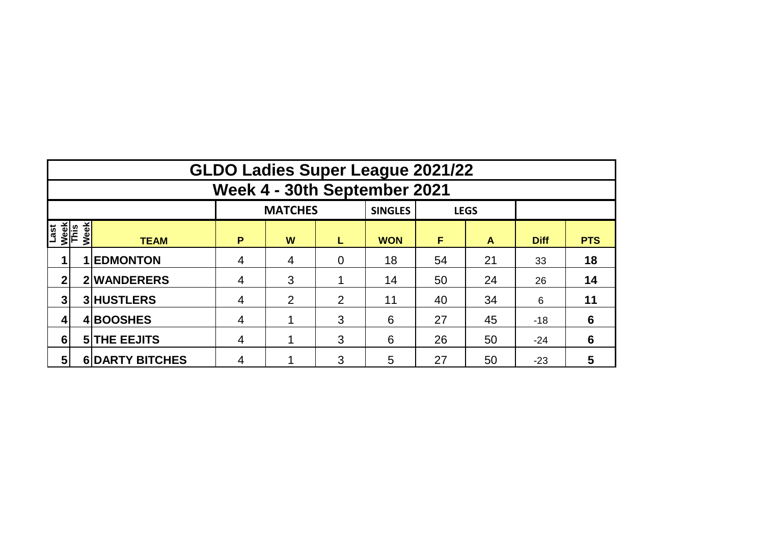# GLDO Ladies Super League 2021/22

## Week 4 - 30th September 2021

| | | | MATCHES | | | SINGLES | LEGS | | | |
|---|---|---|---|---|---|---|---|---|---|---|
| **Last Week** | **This Week** | **TEAM** | **P** | **W** | **L** | **WON** | **F** | **A** | **Diff** | **PTS** |
| **1** | **1** | **EDMONTON** | 4 | 4 | 0 | 18 | 54 | 21 | 33 | **18** |
| **2** | **2** | **WANDERERS** | 4 | 3 | 1 | 14 | 50 | 24 | 26 | **14** |
| **3** | **3** | **HUSTLERS** | 4 | 2 | 2 | 11 | 40 | 34 | 6 | **11** |
| **4** | **4** | **BOOSHES** | 4 | 1 | 3 | 6 | 27 | 45 | -18 | **6** |
| **6** | **5** | **THE EEJITS** | 4 | 1 | 3 | 6 | 26 | 50 | -24 | **6** |
| **5** | **6** | **DARTY BITCHES** | 4 | 1 | 3 | 5 | 27 | 50 | -23 | **5** |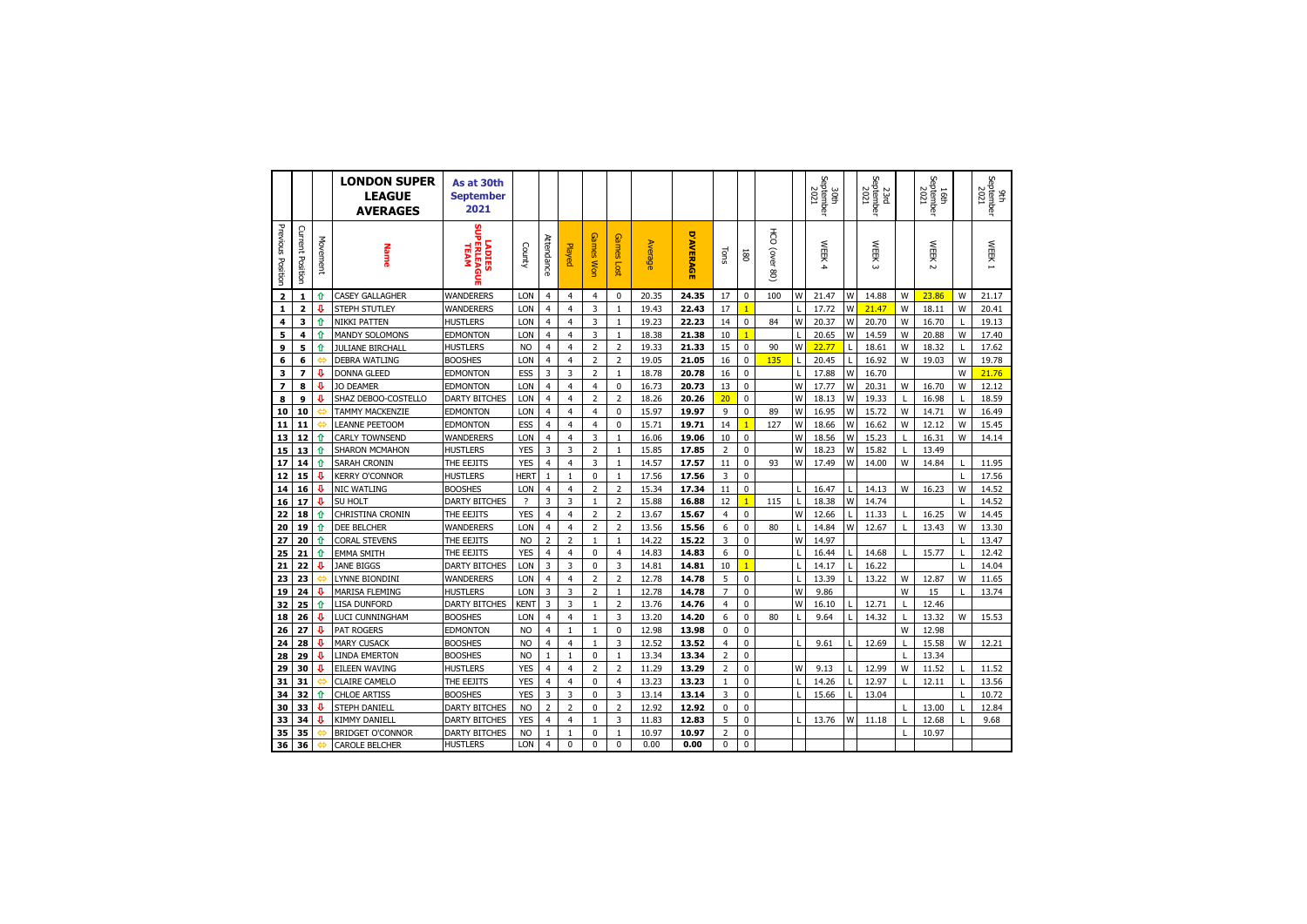| | | | LONDON SUPER LEAGUE AVERAGES | As at 30th September 2021 | | | | | | | | | | | | 30th September 2021 | | 23rd September 2021 | | 16th September 2021 | | 9th September 2021 |
|---|---|---|---|---|---|---|---|---|---|---|---|---|---|---|---|---|---|---|---|---|---|---|
| Previous Position | Current Position | Movement | Name | LADIES SUPERLEAGUE TEAM | County | Attendance | Played | Games Won | Games Lost | Average | D'AVERAGE | Tons | 180 | HCO (over 80) | | WEEK 4 | | WEEK 3 | | WEEK 2 | | WEEK 1 |
| 2 | 1 | ↑ | CASEY GALLAGHER | WANDERERS | LON | 4 | 4 | 4 | 0 | 20.35 | 24.35 | 17 | 0 | 100 | W | 21.47 | W | 14.88 | W | 23.86 | W | 21.17 |
| 1 | 2 | ↓ | STEPH STUTLEY | WANDERERS | LON | 4 | 4 | 3 | 1 | 19.43 | 22.43 | 17 | 1 | | L | 17.72 | W | 21.47 | W | 18.11 | W | 20.41 |
| 4 | 3 | ↑ | NIKKI PATTEN | HUSTLERS | LON | 4 | 4 | 3 | 1 | 19.23 | 22.23 | 14 | 0 | 84 | W | 20.37 | W | 20.70 | W | 16.70 | L | 19.13 |
| 5 | 4 | ↑ | MANDY SOLOMONS | EDMONTON | LON | 4 | 4 | 3 | 1 | 18.38 | 21.38 | 10 | 1 | | L | 20.65 | W | 14.59 | W | 20.88 | W | 17.40 |
| 9 | 5 | ↑ | JULIANE BIRCHALL | HUSTLERS | NO | 4 | 4 | 2 | 2 | 19.33 | 21.33 | 15 | 0 | 90 | W | 22.77 | L | 18.61 | W | 18.32 | L | 17.62 |
| 6 | 6 | ↔ | DEBRA WATLING | BOOSHES | LON | 4 | 4 | 2 | 2 | 19.05 | 21.05 | 16 | 0 | 135 | L | 20.45 | L | 16.92 | W | 19.03 | W | 19.78 |
| 3 | 7 | ↓ | DONNA GLEED | EDMONTON | ESS | 3 | 3 | 2 | 1 | 18.78 | 20.78 | 16 | 0 | | L | 17.88 | W | 16.70 | | | W | 21.76 |
| 7 | 8 | ↓ | JO DEAMER | EDMONTON | LON | 4 | 4 | 4 | 0 | 16.73 | 20.73 | 13 | 0 | | W | 17.77 | W | 20.31 | W | 16.70 | W | 12.12 |
| 8 | 9 | ↓ | SHAZ DEBOO-COSTELLO | DARTY BITCHES | LON | 4 | 4 | 2 | 2 | 18.26 | 20.26 | 20 | 0 | | W | 18.13 | W | 19.33 | L | 16.98 | L | 18.59 |
| 10 | 10 | ↔ | TAMMY MACKENZIE | EDMONTON | LON | 4 | 4 | 4 | 0 | 15.97 | 19.97 | 9 | 0 | 89 | W | 16.95 | W | 15.72 | W | 14.71 | W | 16.49 |
| 11 | 11 | ↔ | LEANNE PEETOOM | EDMONTON | ESS | 4 | 4 | 4 | 0 | 15.71 | 19.71 | 14 | 1 | 127 | W | 18.66 | W | 16.62 | W | 12.12 | W | 15.45 |
| 13 | 12 | ↑ | CARLY TOWNSEND | WANDERERS | LON | 4 | 4 | 3 | 1 | 16.06 | 19.06 | 10 | 0 | | W | 18.56 | W | 15.23 | L | 16.31 | W | 14.14 |
| 15 | 13 | ↑ | SHARON MCMAHON | HUSTLERS | YES | 3 | 3 | 2 | 1 | 15.85 | 17.85 | 2 | 0 | | W | 18.23 | W | 15.82 | L | 13.49 | | |
| 17 | 14 | ↑ | SARAH CRONIN | THE EEJITS | YES | 4 | 4 | 3 | 1 | 14.57 | 17.57 | 11 | 0 | 93 | W | 17.49 | W | 14.00 | W | 14.84 | L | 11.95 |
| 12 | 15 | ↓ | KERRY O'CONNOR | HUSTLERS | HERT | 1 | 1 | 0 | 1 | 17.56 | 17.56 | 3 | 0 | | | | | | | | L | 17.56 |
| 14 | 16 | ↓ | NIC WATLING | BOOSHES | LON | 4 | 4 | 2 | 2 | 15.34 | 17.34 | 11 | 0 | | L | 16.47 | L | 14.13 | W | 16.23 | W | 14.52 |
| 16 | 17 | ↓ | SU HOLT | DARTY BITCHES | ? | 3 | 3 | 1 | 2 | 15.88 | 16.88 | 12 | 1 | 115 | L | 18.38 | W | 14.74 | | | L | 14.52 |
| 22 | 18 | ↑ | CHRISTINA CRONIN | THE EEJITS | YES | 4 | 4 | 2 | 2 | 13.67 | 15.67 | 4 | 0 | | W | 12.66 | L | 11.33 | L | 16.25 | W | 14.45 |
| 20 | 19 | ↑ | DEE BELCHER | WANDERERS | LON | 4 | 4 | 2 | 2 | 13.56 | 15.56 | 6 | 0 | 80 | L | 14.84 | W | 12.67 | L | 13.43 | W | 13.30 |
| 27 | 20 | ↑ | CORAL STEVENS | THE EEJITS | NO | 2 | 2 | 1 | 1 | 14.22 | 15.22 | 3 | 0 | | W | 14.97 | | | | | L | 13.47 |
| 25 | 21 | ↑ | EMMA SMITH | THE EEJITS | YES | 4 | 4 | 0 | 4 | 14.83 | 14.83 | 6 | 0 | | L | 16.44 | L | 14.68 | L | 15.77 | L | 12.42 |
| 21 | 22 | ↓ | JANE BIGGS | DARTY BITCHES | LON | 3 | 3 | 0 | 3 | 14.81 | 14.81 | 10 | 1 | | L | 14.17 | L | 16.22 | | | L | 14.04 |
| 23 | 23 | ↔ | LYNNE BIONDINI | WANDERERS | LON | 4 | 4 | 2 | 2 | 12.78 | 14.78 | 5 | 0 | | L | 13.39 | L | 13.22 | W | 12.87 | W | 11.65 |
| 19 | 24 | ↓ | MARISA FLEMING | HUSTLERS | LON | 3 | 3 | 2 | 1 | 12.78 | 14.78 | 7 | 0 | | W | 9.86 | | | W | 15 | L | 13.74 |
| 32 | 25 | ↑ | LISA DUNFORD | DARTY BITCHES | KENT | 3 | 3 | 1 | 2 | 13.76 | 14.76 | 4 | 0 | | W | 16.10 | L | 12.71 | L | 12.46 | | |
| 18 | 26 | ↓ | LUCI CUNNINGHAM | BOOSHES | LON | 4 | 4 | 1 | 3 | 13.20 | 14.20 | 6 | 0 | 80 | L | 9.64 | L | 14.32 | L | 13.32 | W | 15.53 |
| 26 | 27 | ↓ | PAT ROGERS | EDMONTON | NO | 4 | 1 | 1 | 0 | 12.98 | 13.98 | 0 | 0 | | | | | | W | 12.98 | | |
| 24 | 28 | ↓ | MARY CUSACK | BOOSHES | NO | 4 | 4 | 1 | 3 | 12.52 | 13.52 | 4 | 0 | | L | 9.61 | L | 12.69 | L | 15.58 | W | 12.21 |
| 28 | 29 | ↓ | LINDA EMERTON | BOOSHES | NO | 1 | 1 | 0 | 1 | 13.34 | 13.34 | 2 | 0 | | | | | | L | 13.34 | | |
| 29 | 30 | ↓ | EILEEN WAVING | HUSTLERS | YES | 4 | 4 | 2 | 2 | 11.29 | 13.29 | 2 | 0 | | W | 9.13 | L | 12.99 | W | 11.52 | L | 11.52 |
| 31 | 31 | ↔ | CLAIRE CAMELO | THE EEJITS | YES | 4 | 4 | 0 | 4 | 13.23 | 13.23 | 1 | 0 | | L | 14.26 | L | 12.97 | L | 12.11 | L | 13.56 |
| 34 | 32 | ↑ | CHLOE ARTISS | BOOSHES | YES | 3 | 3 | 0 | 3 | 13.14 | 13.14 | 3 | 0 | | L | 15.66 | L | 13.04 | | | L | 10.72 |
| 30 | 33 | ↓ | STEPH DANIELL | DARTY BITCHES | NO | 2 | 2 | 0 | 2 | 12.92 | 12.92 | 0 | 0 | | | | | | L | 13.00 | L | 12.84 |
| 33 | 34 | ↓ | KIMMY DANIELL | DARTY BITCHES | YES | 4 | 4 | 1 | 3 | 11.83 | 12.83 | 5 | 0 | | L | 13.76 | W | 11.18 | L | 12.68 | L | 9.68 |
| 35 | 35 | ↔ | BRIDGET O'CONNOR | DARTY BITCHES | NO | 1 | 1 | 0 | 1 | 10.97 | 10.97 | 2 | 0 | | | | | | L | 10.97 | | |
| 36 | 36 | ↔ | CAROLE BELCHER | HUSTLERS | LON | 4 | 0 | 0 | 0 | 0.00 | 0.00 | 0 | 0 | | | | | | | | | |